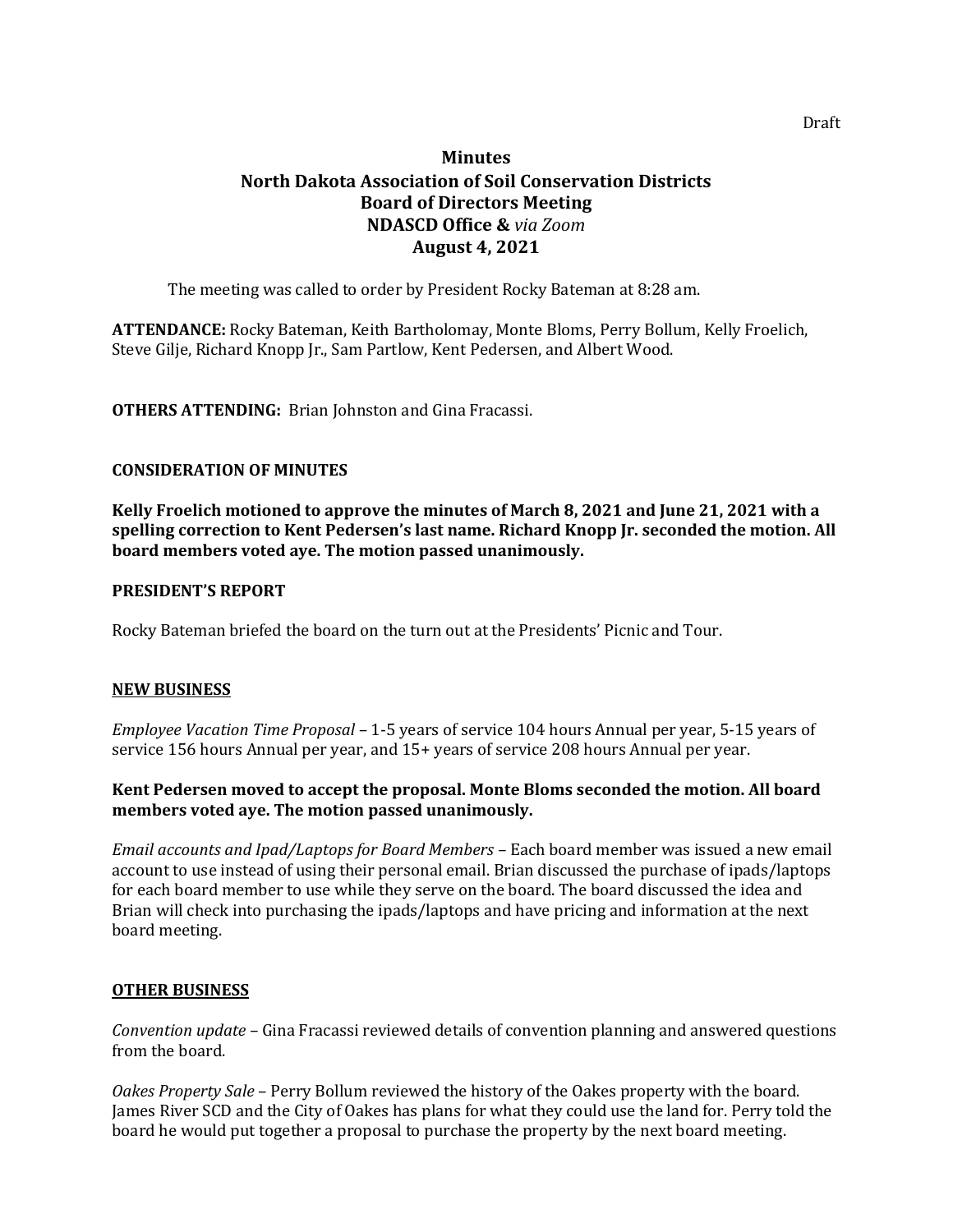Draft

# Minutes
# North Dakota Association of Soil Conservation Districts
# Board of Directors Meeting
# NDASCD Office & *via Zoom*
# August 4, 2021

The meeting was called to order by President Rocky Bateman at 8:28 am.

**ATTENDANCE:** Rocky Bateman, Keith Bartholomay, Monte Bloms, Perry Bollum, Kelly Froelich, Steve Gilje, Richard Knopp Jr., Sam Partlow, Kent Pedersen, and Albert Wood.

**OTHERS ATTENDING:** Brian Johnston and Gina Fracassi.

**CONSIDERATION OF MINUTES**

**Kelly Froelich motioned to approve the minutes of March 8, 2021 and June 21, 2021 with a spelling correction to Kent Pedersen's last name. Richard Knopp Jr. seconded the motion. All board members voted aye. The motion passed unanimously.**

**PRESIDENT'S REPORT**

Rocky Bateman briefed the board on the turn out at the Presidents' Picnic and Tour.

**NEW BUSINESS**

*Employee Vacation Time Proposal* – 1-5 years of service 104 hours Annual per year, 5-15 years of service 156 hours Annual per year, and 15+ years of service 208 hours Annual per year.

**Kent Pedersen moved to accept the proposal. Monte Bloms seconded the motion. All board members voted aye. The motion passed unanimously.**

*Email accounts and Ipad/Laptops for Board Members* – Each board member was issued a new email account to use instead of using their personal email. Brian discussed the purchase of ipads/laptops for each board member to use while they serve on the board. The board discussed the idea and Brian will check into purchasing the ipads/laptops and have pricing and information at the next board meeting.

**OTHER BUSINESS**

*Convention update* – Gina Fracassi reviewed details of convention planning and answered questions from the board.

*Oakes Property Sale* – Perry Bollum reviewed the history of the Oakes property with the board. James River SCD and the City of Oakes has plans for what they could use the land for. Perry told the board he would put together a proposal to purchase the property by the next board meeting.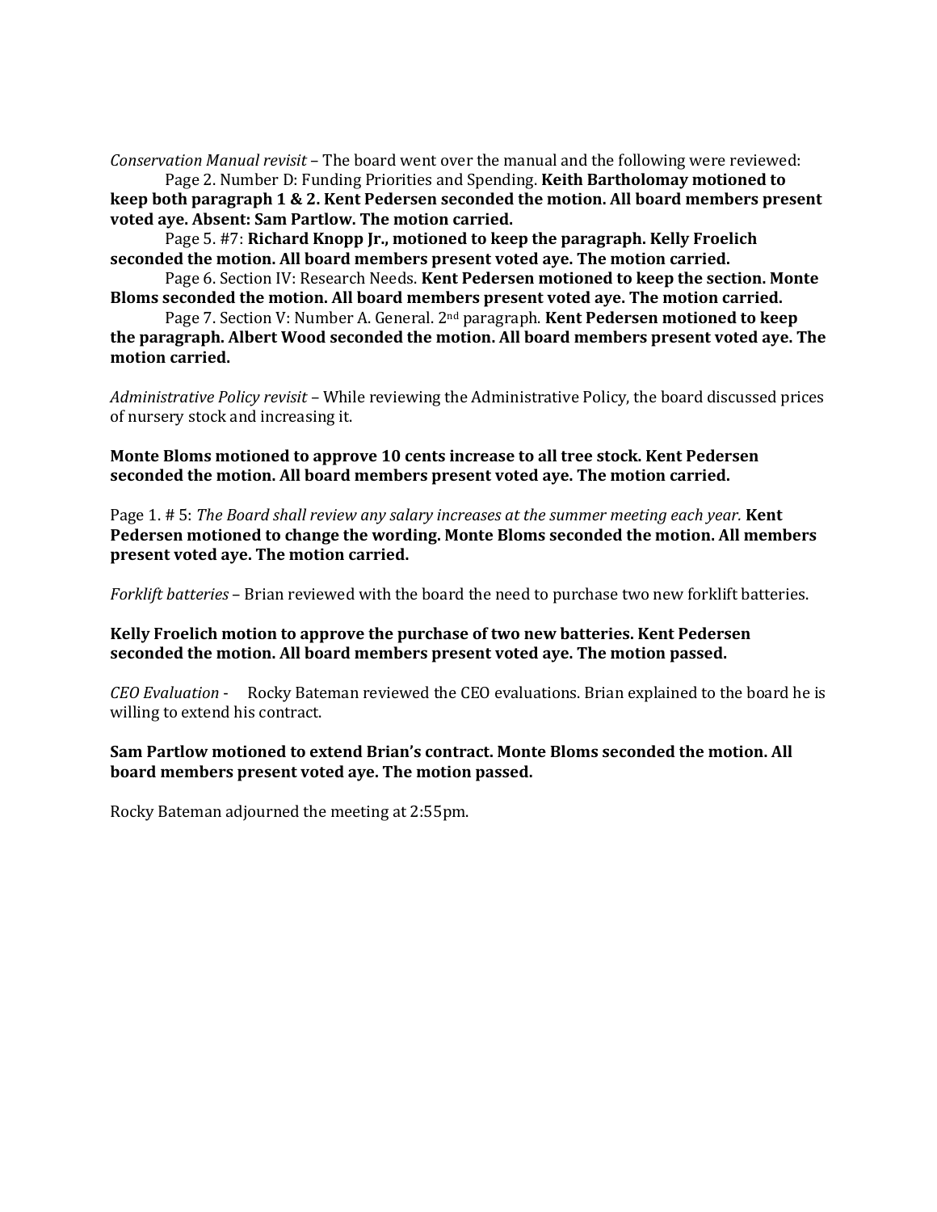*Conservation Manual revisit* – The board went over the manual and the following were reviewed:

Page 2. Number D: Funding Priorities and Spending. **Keith Bartholomay motioned to keep both paragraph 1 & 2. Kent Pedersen seconded the motion. All board members present voted aye. Absent: Sam Partlow. The motion carried.**

Page 5. #7: **Richard Knopp Jr., motioned to keep the paragraph. Kelly Froelich seconded the motion. All board members present voted aye. The motion carried.**

Page 6. Section IV: Research Needs. **Kent Pedersen motioned to keep the section. Monte Bloms seconded the motion. All board members present voted aye. The motion carried.**

Page 7. Section V: Number A. General. 2nd paragraph. **Kent Pedersen motioned to keep the paragraph. Albert Wood seconded the motion. All board members present voted aye. The motion carried.**

*Administrative Policy revisit* – While reviewing the Administrative Policy, the board discussed prices of nursery stock and increasing it.

**Monte Bloms motioned to approve 10 cents increase to all tree stock. Kent Pedersen seconded the motion. All board members present voted aye. The motion carried.**

Page 1. # 5: *The Board shall review any salary increases at the summer meeting each year.* **Kent Pedersen motioned to change the wording. Monte Bloms seconded the motion. All members present voted aye. The motion carried.**

*Forklift batteries* – Brian reviewed with the board the need to purchase two new forklift batteries.

**Kelly Froelich motion to approve the purchase of two new batteries. Kent Pedersen seconded the motion. All board members present voted aye. The motion passed.**

*CEO Evaluation* - Rocky Bateman reviewed the CEO evaluations. Brian explained to the board he is willing to extend his contract.

**Sam Partlow motioned to extend Brian's contract. Monte Bloms seconded the motion. All board members present voted aye. The motion passed.**

Rocky Bateman adjourned the meeting at 2:55pm.